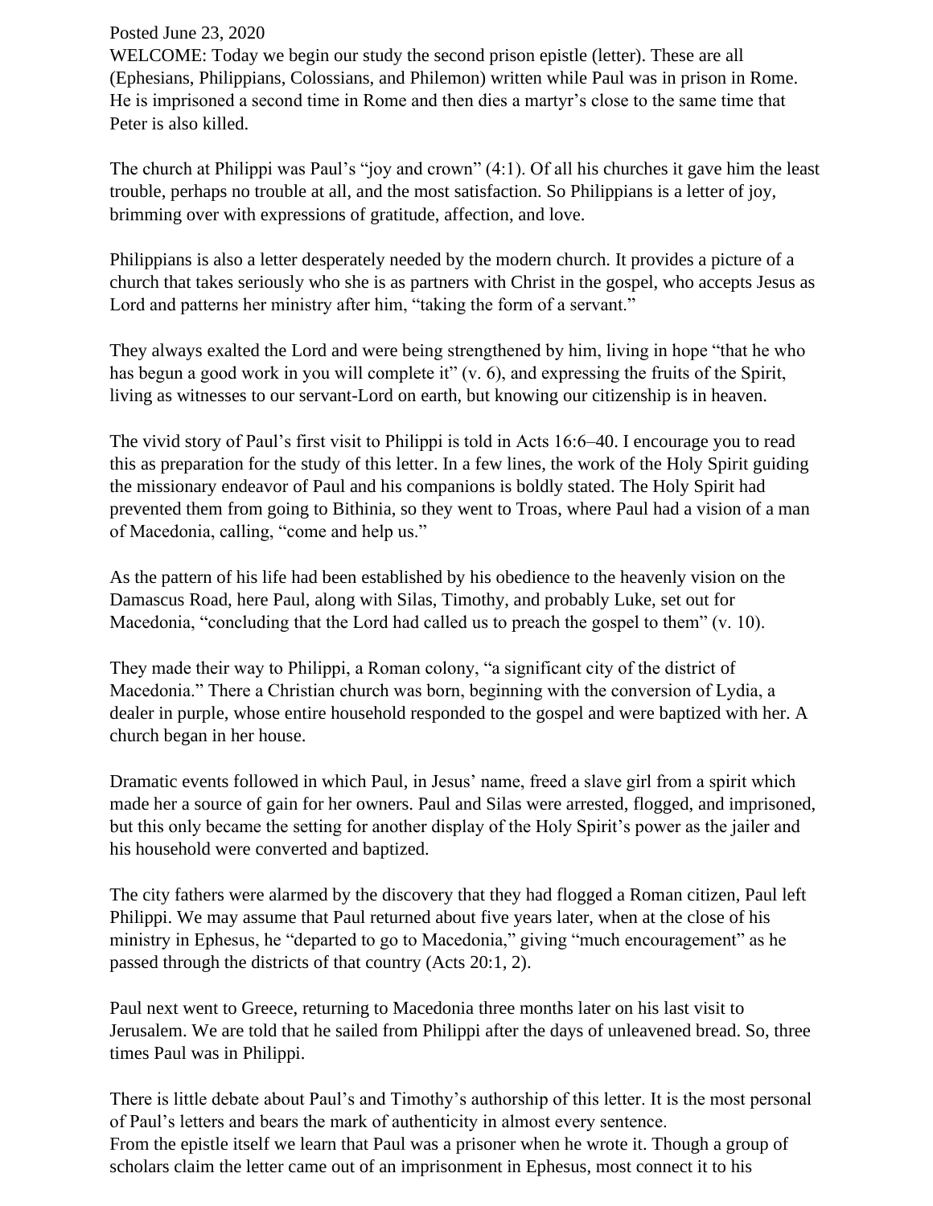Posted June 23, 2020

WELCOME: Today we begin our study the second prison epistle (letter). These are all (Ephesians, Philippians, Colossians, and Philemon) written while Paul was in prison in Rome. He is imprisoned a second time in Rome and then dies a martyr's close to the same time that Peter is also killed.

The church at Philippi was Paul's "joy and crown" (4:1). Of all his churches it gave him the least trouble, perhaps no trouble at all, and the most satisfaction. So Philippians is a letter of joy, brimming over with expressions of gratitude, affection, and love.

Philippians is also a letter desperately needed by the modern church. It provides a picture of a church that takes seriously who she is as partners with Christ in the gospel, who accepts Jesus as Lord and patterns her ministry after him, "taking the form of a servant."

They always exalted the Lord and were being strengthened by him, living in hope "that he who has begun a good work in you will complete it" (v. 6), and expressing the fruits of the Spirit, living as witnesses to our servant-Lord on earth, but knowing our citizenship is in heaven.

The vivid story of Paul's first visit to Philippi is told in Acts 16:6–40. I encourage you to read this as preparation for the study of this letter. In a few lines, the work of the Holy Spirit guiding the missionary endeavor of Paul and his companions is boldly stated. The Holy Spirit had prevented them from going to Bithinia, so they went to Troas, where Paul had a vision of a man of Macedonia, calling, "come and help us."

As the pattern of his life had been established by his obedience to the heavenly vision on the Damascus Road, here Paul, along with Silas, Timothy, and probably Luke, set out for Macedonia, "concluding that the Lord had called us to preach the gospel to them" (v. 10).

They made their way to Philippi, a Roman colony, "a significant city of the district of Macedonia." There a Christian church was born, beginning with the conversion of Lydia, a dealer in purple, whose entire household responded to the gospel and were baptized with her. A church began in her house.

Dramatic events followed in which Paul, in Jesus' name, freed a slave girl from a spirit which made her a source of gain for her owners. Paul and Silas were arrested, flogged, and imprisoned, but this only became the setting for another display of the Holy Spirit's power as the jailer and his household were converted and baptized.

The city fathers were alarmed by the discovery that they had flogged a Roman citizen, Paul left Philippi. We may assume that Paul returned about five years later, when at the close of his ministry in Ephesus, he "departed to go to Macedonia," giving "much encouragement" as he passed through the districts of that country (Acts 20:1, 2).

Paul next went to Greece, returning to Macedonia three months later on his last visit to Jerusalem. We are told that he sailed from Philippi after the days of unleavened bread. So, three times Paul was in Philippi.

There is little debate about Paul's and Timothy's authorship of this letter. It is the most personal of Paul's letters and bears the mark of authenticity in almost every sentence.
From the epistle itself we learn that Paul was a prisoner when he wrote it. Though a group of scholars claim the letter came out of an imprisonment in Ephesus, most connect it to his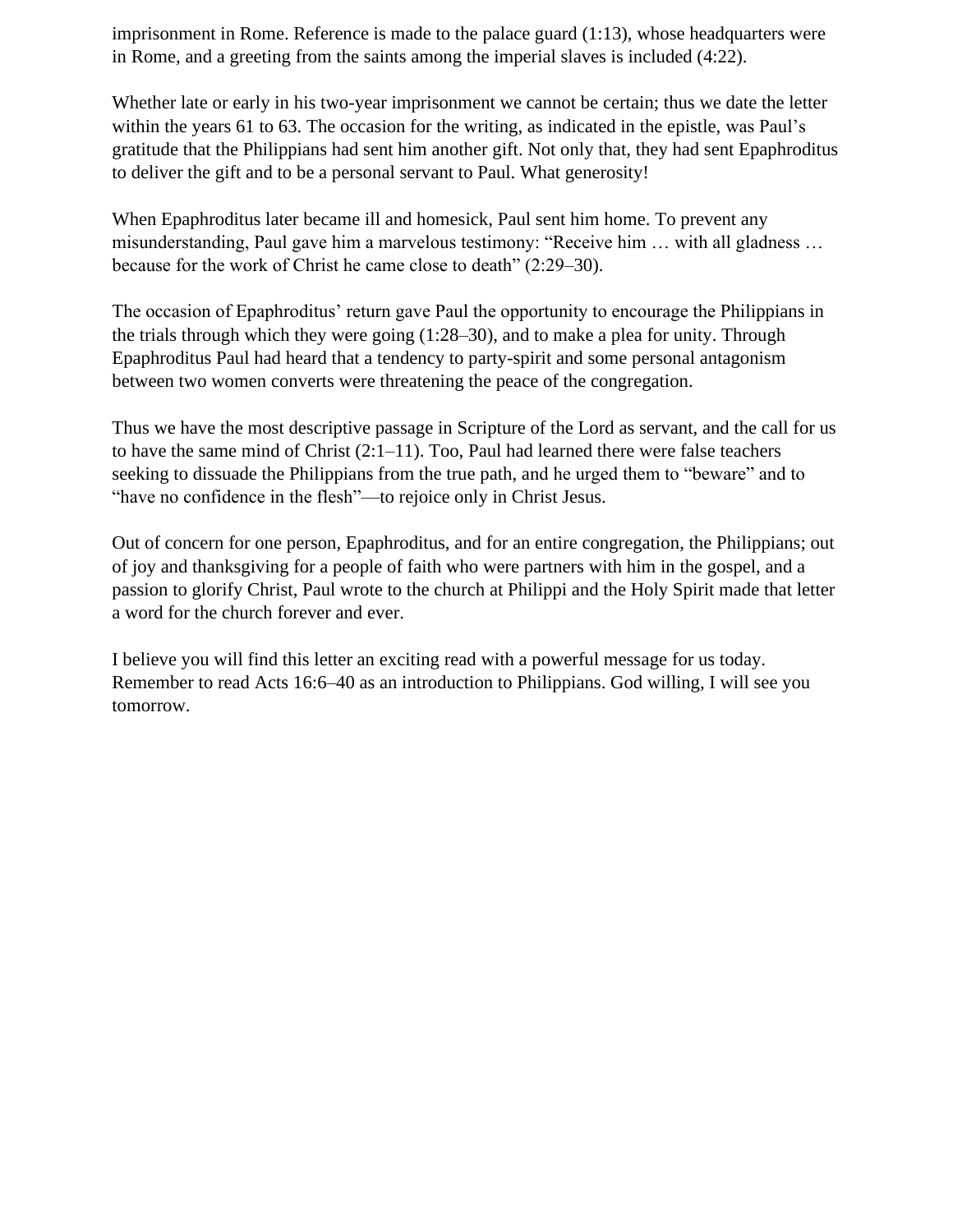imprisonment in Rome. Reference is made to the palace guard (1:13), whose headquarters were in Rome, and a greeting from the saints among the imperial slaves is included (4:22).

Whether late or early in his two-year imprisonment we cannot be certain; thus we date the letter within the years 61 to 63. The occasion for the writing, as indicated in the epistle, was Paul's gratitude that the Philippians had sent him another gift. Not only that, they had sent Epaphroditus to deliver the gift and to be a personal servant to Paul. What generosity!

When Epaphroditus later became ill and homesick, Paul sent him home. To prevent any misunderstanding, Paul gave him a marvelous testimony: "Receive him … with all gladness … because for the work of Christ he came close to death" (2:29–30).

The occasion of Epaphroditus' return gave Paul the opportunity to encourage the Philippians in the trials through which they were going (1:28–30), and to make a plea for unity. Through Epaphroditus Paul had heard that a tendency to party-spirit and some personal antagonism between two women converts were threatening the peace of the congregation.

Thus we have the most descriptive passage in Scripture of the Lord as servant, and the call for us to have the same mind of Christ (2:1–11). Too, Paul had learned there were false teachers seeking to dissuade the Philippians from the true path, and he urged them to "beware" and to "have no confidence in the flesh"—to rejoice only in Christ Jesus.

Out of concern for one person, Epaphroditus, and for an entire congregation, the Philippians; out of joy and thanksgiving for a people of faith who were partners with him in the gospel, and a passion to glorify Christ, Paul wrote to the church at Philippi and the Holy Spirit made that letter a word for the church forever and ever.

I believe you will find this letter an exciting read with a powerful message for us today. Remember to read Acts 16:6–40 as an introduction to Philippians. God willing, I will see you tomorrow.